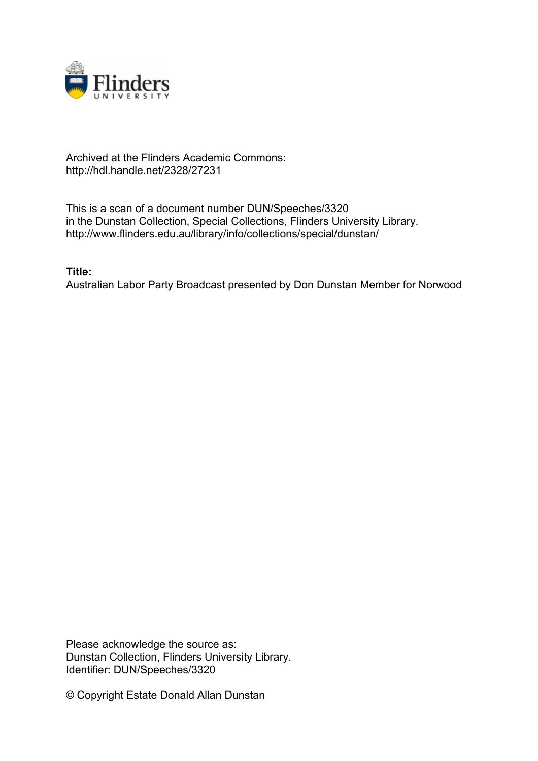Archived at the Flinders Academic Commons:
http://hdl.handle.net/2328/27231

This is a scan of a document number DUN/Speeches/3320
in the Dunstan Collection, Special Collections, Flinders University Library.
http://www.flinders.edu.au/library/info/collections/special/dunstan/

**Title:**
Australian Labor Party Broadcast presented by Don Dunstan Member for Norwood

Please acknowledge the source as:
Dunstan Collection, Flinders University Library.
Identifier: DUN/Speeches/3320

© Copyright Estate Donald Allan Dunstan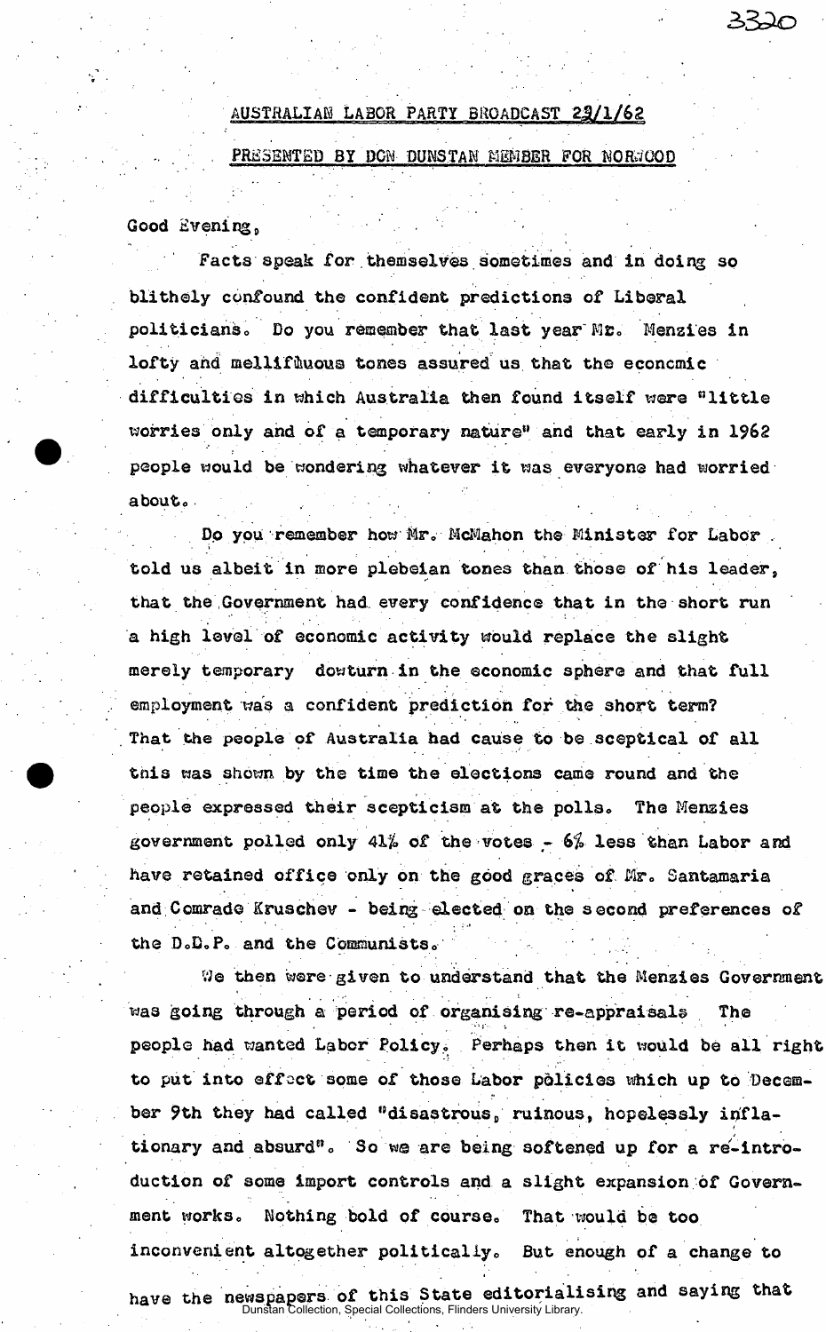AUSTRALIAN LABOR PARTY BROADCAST 23/1/62

PRESENTED BY DON DUNSTAN MEMBER FOR NORWOOD

Good Evening,

Facts speak for themselves sometimes and in doing so blithely confound the confident predictions of Liberal politicians. Do you remember that last year Mr. Menzies in lofty and mellifluous tones assured us that the econcmic difficulties in which Australia then found itself were "little worries only and of a temporary nature" and that early in 1962 people would be wondering whatever it was everyone had worried about.

Do you remember how Mr. McMahon the Minister for Labor told us albeit in more plebeian tones than those of his leader, that the Government had every confidence that in the short run a high level of economic activity would replace the slight merely temporary dowturn in the economic sphere and that full employment was a confident prediction for the short term? That the people of Australia had cause to be sceptical of all this was shown by the time the elections came round and the people expressed their scepticism at the polls. The Menzies government polled only 41% of the votes - 6% less than Labor and have retained office only on the good graces of Mr. Santamaria and Comrade Kruschev - being elected on the second preferences of the D.L.P. and the Communists.

We then were given to understand that the Menzies Government was going through a period of organising re-appraisals The people had wanted Labor Policy. Perhaps then it would be all right to put into effect some of those Labor policies which up to December 9th they had called "disastrous, ruinous, hopelessly inflationary and absurd". So we are being softened up for a re-introduction of some import controls and a slight expansion of Government works. Nothing bold of course. That would be too inconvenient altogether politically. But enough of a change to have the newspapers of this State editorialising and saying that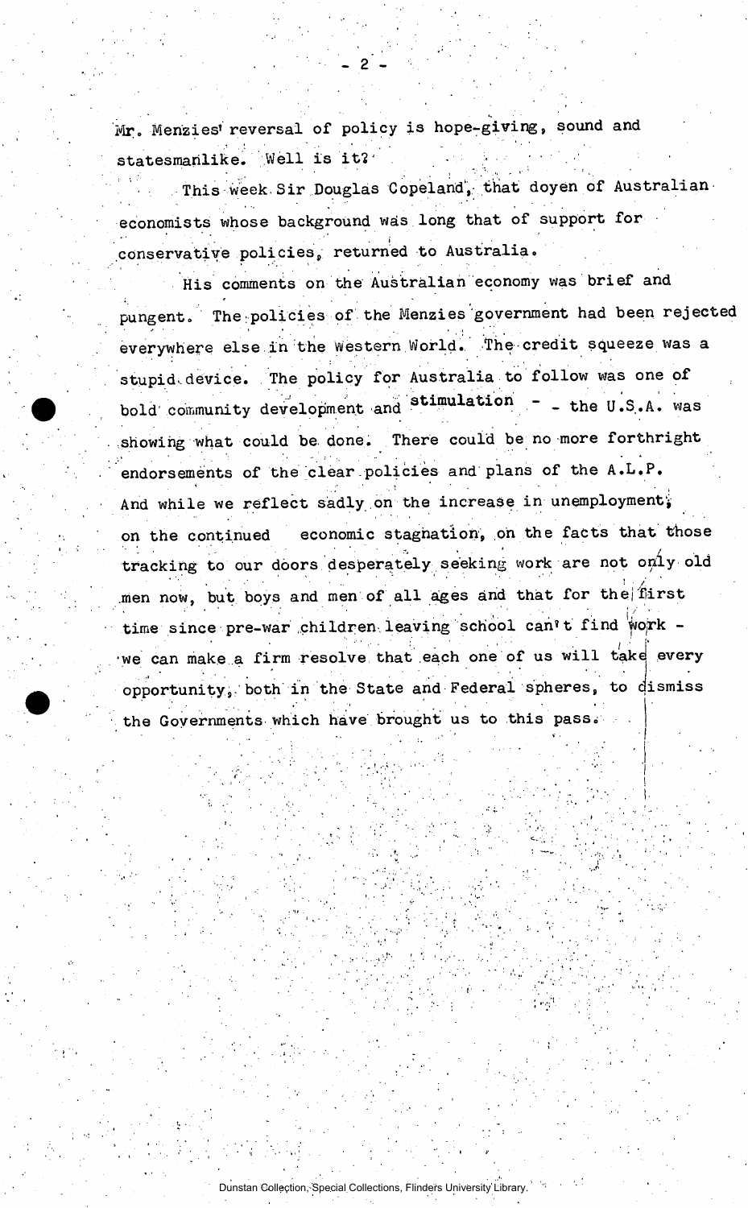Mr. Menzies' reversal of policy is hope-giving, sound and statesmanlike. Well is it?

This week Sir Douglas Copeland, that doyen of Australian economists whose background was long that of support for conservative policies, returned to Australia.

His comments on the Australian economy was brief and pungent. The policies of the Menzies government had been rejected everywhere else in the Western World. The credit squeeze was a stupid device. The policy for Australia to follow was one of bold community development and stimulation - - the U.S.A. was showing what could be done. There could be no more forthright endorsements of the clear policies and plans of the A.L.P. And while we reflect sadly on the increase in unemployment, on the continued economic stagnation, on the facts that those tracking to our doors desperately seeking work are not only old men now, but boys and men of all ages and that for the first time since pre-war children leaving school can't find work - we can make a firm resolve that each one of us will take every opportunity, both in the State and Federal spheres, to dismiss the Governments which have brought us to this pass.